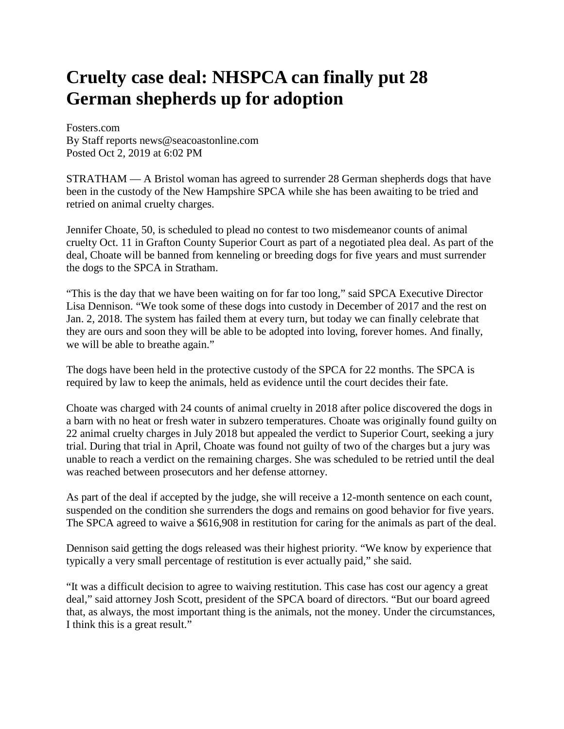# Cruelty case deal: NHSPCA can finally put 28 German shepherds up for adoption

Fosters.com
By Staff reports news@seacoastonline.com
Posted Oct 2, 2019 at 6:02 PM

STRATHAM — A Bristol woman has agreed to surrender 28 German shepherds dogs that have been in the custody of the New Hampshire SPCA while she has been awaiting to be tried and retried on animal cruelty charges.

Jennifer Choate, 50, is scheduled to plead no contest to two misdemeanor counts of animal cruelty Oct. 11 in Grafton County Superior Court as part of a negotiated plea deal. As part of the deal, Choate will be banned from kenneling or breeding dogs for five years and must surrender the dogs to the SPCA in Stratham.

"This is the day that we have been waiting on for far too long," said SPCA Executive Director Lisa Dennison. "We took some of these dogs into custody in December of 2017 and the rest on Jan. 2, 2018. The system has failed them at every turn, but today we can finally celebrate that they are ours and soon they will be able to be adopted into loving, forever homes. And finally, we will be able to breathe again."

The dogs have been held in the protective custody of the SPCA for 22 months. The SPCA is required by law to keep the animals, held as evidence until the court decides their fate.

Choate was charged with 24 counts of animal cruelty in 2018 after police discovered the dogs in a barn with no heat or fresh water in subzero temperatures. Choate was originally found guilty on 22 animal cruelty charges in July 2018 but appealed the verdict to Superior Court, seeking a jury trial. During that trial in April, Choate was found not guilty of two of the charges but a jury was unable to reach a verdict on the remaining charges. She was scheduled to be retried until the deal was reached between prosecutors and her defense attorney.

As part of the deal if accepted by the judge, she will receive a 12-month sentence on each count, suspended on the condition she surrenders the dogs and remains on good behavior for five years. The SPCA agreed to waive a $616,908 in restitution for caring for the animals as part of the deal.

Dennison said getting the dogs released was their highest priority. "We know by experience that typically a very small percentage of restitution is ever actually paid," she said.

"It was a difficult decision to agree to waiving restitution. This case has cost our agency a great deal," said attorney Josh Scott, president of the SPCA board of directors. "But our board agreed that, as always, the most important thing is the animals, not the money. Under the circumstances, I think this is a great result."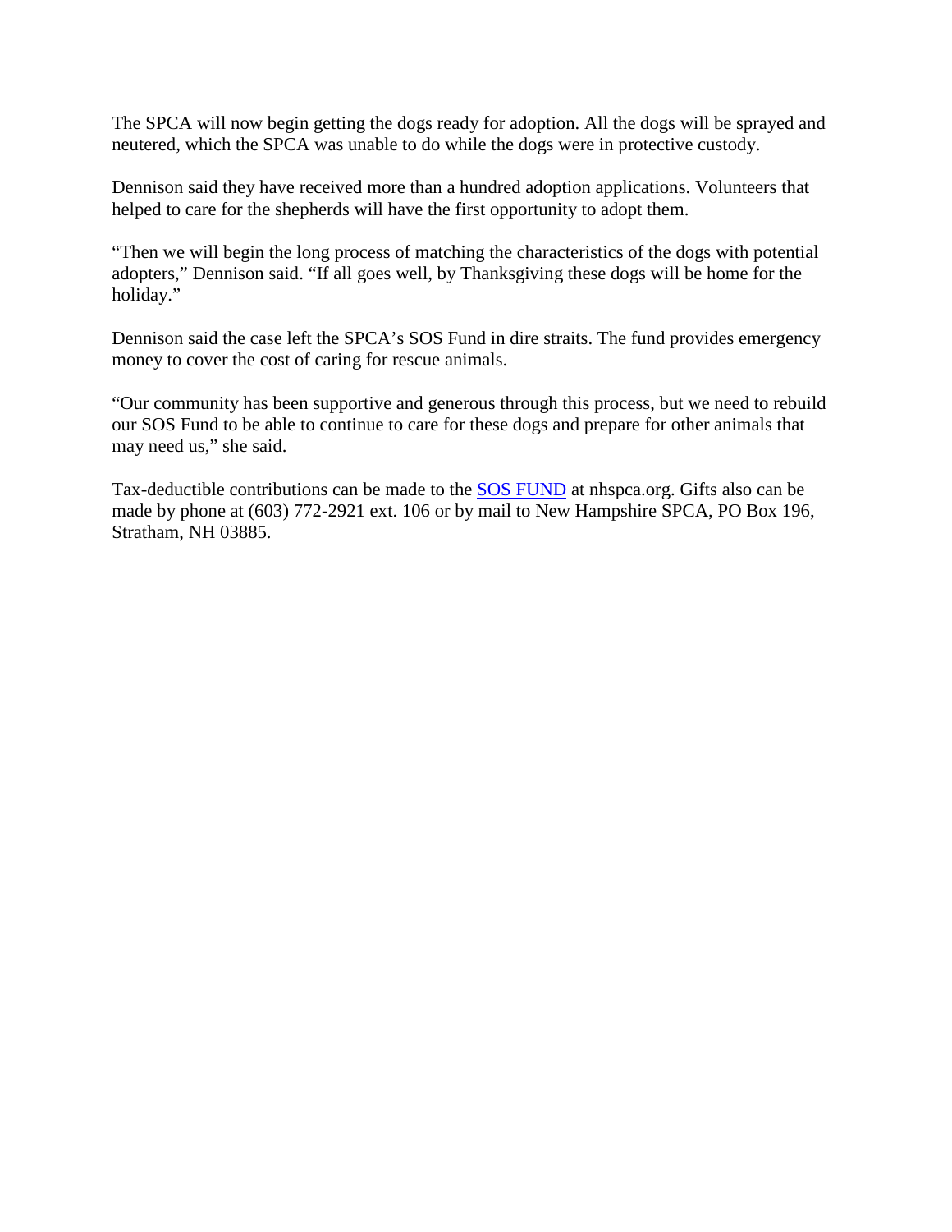The SPCA will now begin getting the dogs ready for adoption. All the dogs will be sprayed and neutered, which the SPCA was unable to do while the dogs were in protective custody.

Dennison said they have received more than a hundred adoption applications. Volunteers that helped to care for the shepherds will have the first opportunity to adopt them.

"Then we will begin the long process of matching the characteristics of the dogs with potential adopters," Dennison said. "If all goes well, by Thanksgiving these dogs will be home for the holiday."

Dennison said the case left the SPCA's SOS Fund in dire straits. The fund provides emergency money to cover the cost of caring for rescue animals.

"Our community has been supportive and generous through this process, but we need to rebuild our SOS Fund to be able to continue to care for these dogs and prepare for other animals that may need us," she said.

Tax-deductible contributions can be made to the SOS FUND at nhspca.org. Gifts also can be made by phone at (603) 772-2921 ext. 106 or by mail to New Hampshire SPCA, PO Box 196, Stratham, NH 03885.